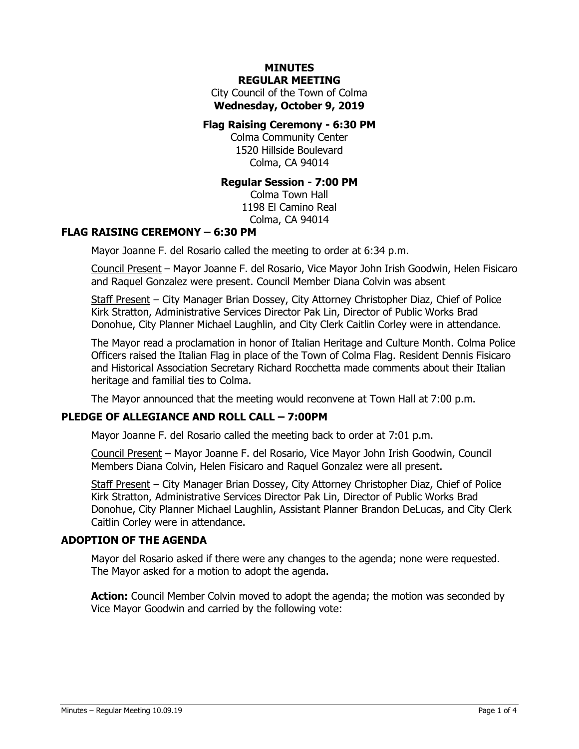# MINUTES
## REGULAR MEETING

City Council of the Town of Colma
**Wednesday, October 9, 2019**

**Flag Raising Ceremony - 6:30 PM**
Colma Community Center
1520 Hillside Boulevard
Colma, CA 94014

**Regular Session - 7:00 PM**
Colma Town Hall
1198 El Camino Real
Colma, CA 94014

### FLAG RAISING CEREMONY – 6:30 PM

Mayor Joanne F. del Rosario called the meeting to order at 6:34 p.m.

Council Present – Mayor Joanne F. del Rosario, Vice Mayor John Irish Goodwin, Helen Fisicaro and Raquel Gonzalez were present. Council Member Diana Colvin was absent

Staff Present – City Manager Brian Dossey, City Attorney Christopher Diaz, Chief of Police Kirk Stratton, Administrative Services Director Pak Lin, Director of Public Works Brad Donohue, City Planner Michael Laughlin, and City Clerk Caitlin Corley were in attendance.

The Mayor read a proclamation in honor of Italian Heritage and Culture Month. Colma Police Officers raised the Italian Flag in place of the Town of Colma Flag. Resident Dennis Fisicaro and Historical Association Secretary Richard Rocchetta made comments about their Italian heritage and familial ties to Colma.

The Mayor announced that the meeting would reconvene at Town Hall at 7:00 p.m.

### PLEDGE OF ALLEGIANCE AND ROLL CALL – 7:00PM

Mayor Joanne F. del Rosario called the meeting back to order at 7:01 p.m.

Council Present – Mayor Joanne F. del Rosario, Vice Mayor John Irish Goodwin, Council Members Diana Colvin, Helen Fisicaro and Raquel Gonzalez were all present.

Staff Present – City Manager Brian Dossey, City Attorney Christopher Diaz, Chief of Police Kirk Stratton, Administrative Services Director Pak Lin, Director of Public Works Brad Donohue, City Planner Michael Laughlin, Assistant Planner Brandon DeLucas, and City Clerk Caitlin Corley were in attendance.

### ADOPTION OF THE AGENDA

Mayor del Rosario asked if there were any changes to the agenda; none were requested. The Mayor asked for a motion to adopt the agenda.

**Action:** Council Member Colvin moved to adopt the agenda; the motion was seconded by Vice Mayor Goodwin and carried by the following vote: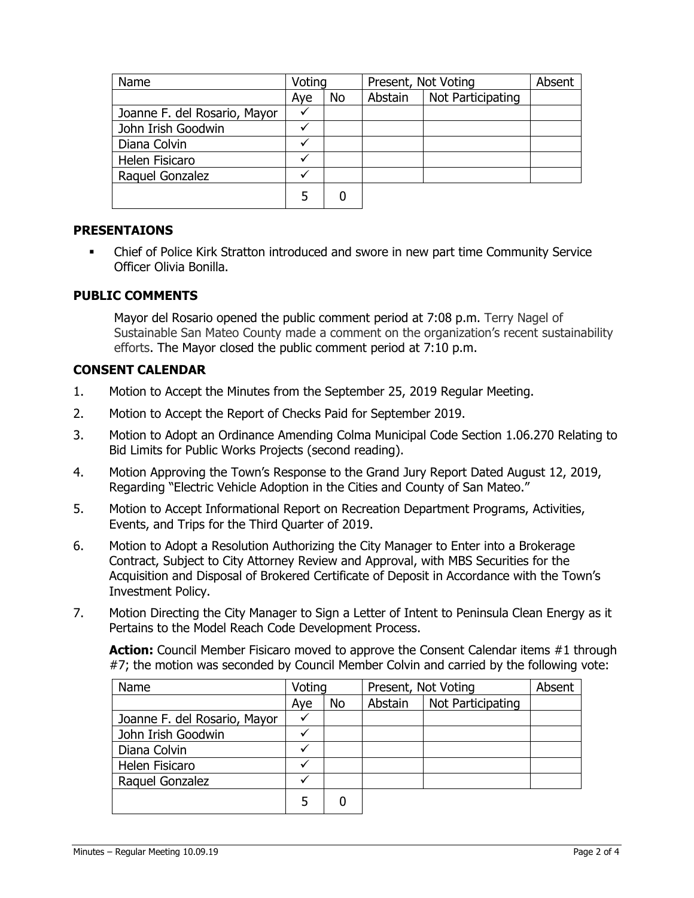| Name | Voting | | Present, Not Voting | | Absent |
|---|---|---|---|---|---|
| | Aye | No | Abstain | Not Participating | |
| Joanne F. del Rosario, Mayor | ✓ | | | | |
| John Irish Goodwin | ✓ | | | | |
| Diana Colvin | ✓ | | | | |
| Helen Fisicaro | ✓ | | | | |
| Raquel Gonzalez | ✓ | | | | |
| | 5 | 0 | | | |

## PRESENTAIONS

- Chief of Police Kirk Stratton introduced and swore in new part time Community Service Officer Olivia Bonilla.

## PUBLIC COMMENTS

Mayor del Rosario opened the public comment period at 7:08 p.m. Terry Nagel of Sustainable San Mateo County made a comment on the organization's recent sustainability efforts. The Mayor closed the public comment period at 7:10 p.m.

## CONSENT CALENDAR

1. Motion to Accept the Minutes from the September 25, 2019 Regular Meeting.
2. Motion to Accept the Report of Checks Paid for September 2019.
3. Motion to Adopt an Ordinance Amending Colma Municipal Code Section 1.06.270 Relating to Bid Limits for Public Works Projects (second reading).
4. Motion Approving the Town's Response to the Grand Jury Report Dated August 12, 2019, Regarding "Electric Vehicle Adoption in the Cities and County of San Mateo."
5. Motion to Accept Informational Report on Recreation Department Programs, Activities, Events, and Trips for the Third Quarter of 2019.
6. Motion to Adopt a Resolution Authorizing the City Manager to Enter into a Brokerage Contract, Subject to City Attorney Review and Approval, with MBS Securities for the Acquisition and Disposal of Brokered Certificate of Deposit in Accordance with the Town's Investment Policy.
7. Motion Directing the City Manager to Sign a Letter of Intent to Peninsula Clean Energy as it Pertains to the Model Reach Code Development Process.

**Action:** Council Member Fisicaro moved to approve the Consent Calendar items #1 through #7; the motion was seconded by Council Member Colvin and carried by the following vote:

| Name | Voting | | Present, Not Voting | | Absent |
|---|---|---|---|---|---|
| | Aye | No | Abstain | Not Participating | |
| Joanne F. del Rosario, Mayor | ✓ | | | | |
| John Irish Goodwin | ✓ | | | | |
| Diana Colvin | ✓ | | | | |
| Helen Fisicaro | ✓ | | | | |
| Raquel Gonzalez | ✓ | | | | |
| | 5 | 0 | | | |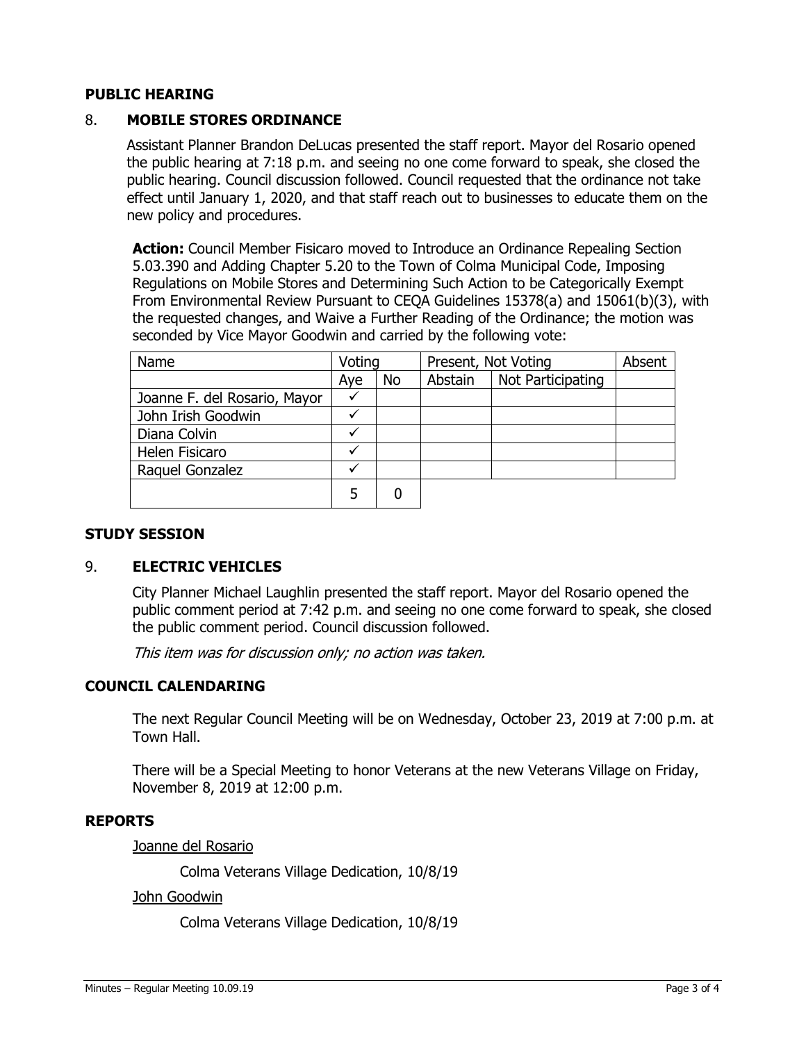## PUBLIC HEARING

### 8. MOBILE STORES ORDINANCE

Assistant Planner Brandon DeLucas presented the staff report. Mayor del Rosario opened the public hearing at 7:18 p.m. and seeing no one come forward to speak, she closed the public hearing. Council discussion followed. Council requested that the ordinance not take effect until January 1, 2020, and that staff reach out to businesses to educate them on the new policy and procedures.

**Action:** Council Member Fisicaro moved to Introduce an Ordinance Repealing Section 5.03.390 and Adding Chapter 5.20 to the Town of Colma Municipal Code, Imposing Regulations on Mobile Stores and Determining Such Action to be Categorically Exempt From Environmental Review Pursuant to CEQA Guidelines 15378(a) and 15061(b)(3), with the requested changes, and Waive a Further Reading of the Ordinance; the motion was seconded by Vice Mayor Goodwin and carried by the following vote:

| Name | Voting | | Present, Not Voting | | Absent |
|---|---|---|---|---|---|
| | Aye | No | Abstain | Not Participating | |
| Joanne F. del Rosario, Mayor | ✓ | | | | |
| John Irish Goodwin | ✓ | | | | |
| Diana Colvin | ✓ | | | | |
| Helen Fisicaro | ✓ | | | | |
| Raquel Gonzalez | ✓ | | | | |
| | 5 | 0 | | | |

## STUDY SESSION

### 9. ELECTRIC VEHICLES

City Planner Michael Laughlin presented the staff report. Mayor del Rosario opened the public comment period at 7:42 p.m. and seeing no one come forward to speak, she closed the public comment period. Council discussion followed.

*This item was for discussion only; no action was taken.*

## COUNCIL CALENDARING

The next Regular Council Meeting will be on Wednesday, October 23, 2019 at 7:00 p.m. at Town Hall.

There will be a Special Meeting to honor Veterans at the new Veterans Village on Friday, November 8, 2019 at 12:00 p.m.

## REPORTS

Joanne del Rosario

Colma Veterans Village Dedication, 10/8/19

John Goodwin

Colma Veterans Village Dedication, 10/8/19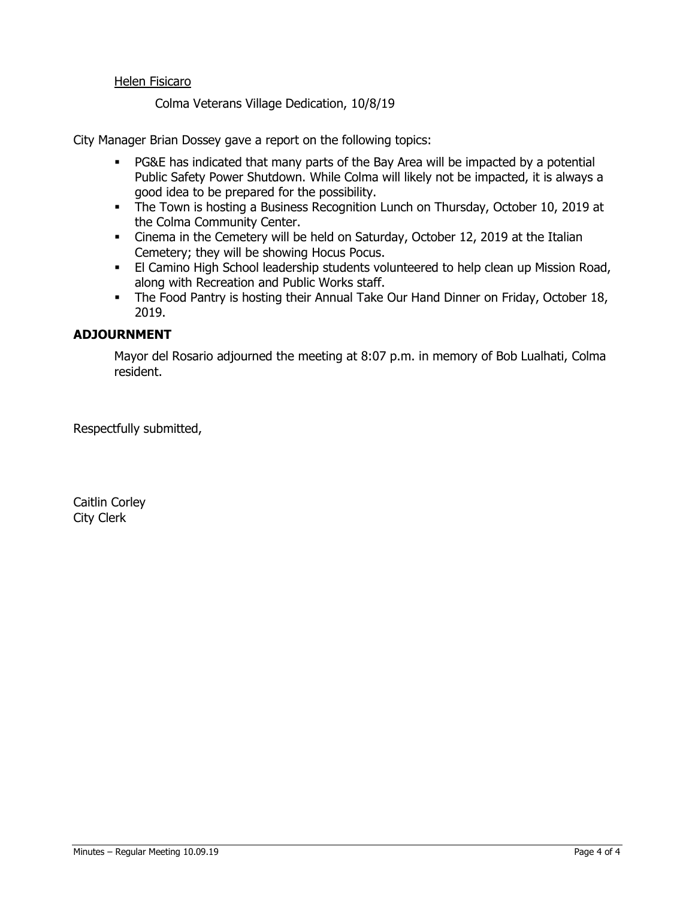Helen Fisicaro

Colma Veterans Village Dedication, 10/8/19

City Manager Brian Dossey gave a report on the following topics:

- PG&E has indicated that many parts of the Bay Area will be impacted by a potential Public Safety Power Shutdown. While Colma will likely not be impacted, it is always a good idea to be prepared for the possibility.
- The Town is hosting a Business Recognition Lunch on Thursday, October 10, 2019 at the Colma Community Center.
- Cinema in the Cemetery will be held on Saturday, October 12, 2019 at the Italian Cemetery; they will be showing Hocus Pocus.
- El Camino High School leadership students volunteered to help clean up Mission Road, along with Recreation and Public Works staff.
- The Food Pantry is hosting their Annual Take Our Hand Dinner on Friday, October 18, 2019.

**ADJOURNMENT**

Mayor del Rosario adjourned the meeting at 8:07 p.m. in memory of Bob Lualhati, Colma resident.

Respectfully submitted,

Caitlin Corley
City Clerk